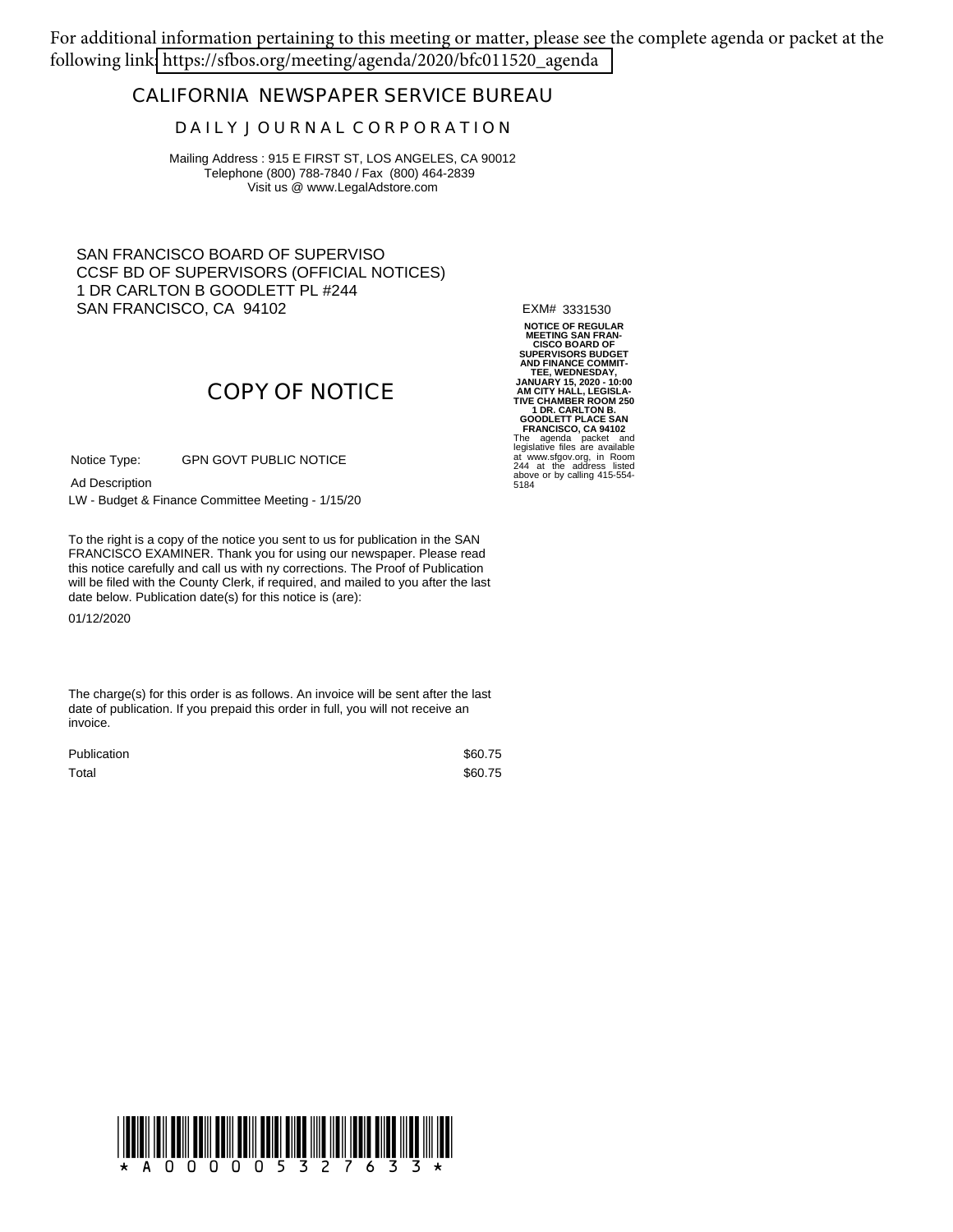For additional information pertaining to this meeting or matter, please see the complete agenda or packet at the following link: https://sfbos.org/meeting/agenda/2020/bfc011520_agenda

# CALIFORNIA NEWSPAPER SERVICE BUREAU

## DAILY JOURNAL CORPORATION

Mailing Address : 915 E FIRST ST, LOS ANGELES, CA 90012
Telephone (800) 788-7840 / Fax (800) 464-2839
Visit us @ www.LegalAdstore.com

SAN FRANCISCO BOARD OF SUPERVISO
CCSF BD OF SUPERVISORS (OFFICIAL NOTICES)
1 DR CARLTON B GOODLETT PL #244
SAN FRANCISCO, CA 94102

EXM# 3331530

## COPY OF NOTICE

Notice Type: GPN GOVT PUBLIC NOTICE

Ad Description

LW - Budget & Finance Committee Meeting - 1/15/20

To the right is a copy of the notice you sent to us for publication in the SAN FRANCISCO EXAMINER. Thank you for using our newspaper. Please read this notice carefully and call us with ny corrections. The Proof of Publication will be filed with the County Clerk, if required, and mailed to you after the last date below. Publication date(s) for this notice is (are):

01/12/2020

The charge(s) for this order is as follows. An invoice will be sent after the last date of publication. If you prepaid this order in full, you will not receive an invoice.

| | |
|---|---|
| Publication | $60.75 |
| Total | $60.75 |

**NOTICE OF REGULAR MEETING SAN FRANCISCO BOARD OF SUPERVISORS BUDGET AND FINANCE COMMITTEE, WEDNESDAY, JANUARY 15, 2020 - 10:00 AM CITY HALL, LEGISLATIVE CHAMBER ROOM 250 1 DR. CARLTON B. GOODLETT PLACE SAN FRANCISCO, CA 94102**

The agenda packet and legislative files are available at www.sfgov.org, in Room 244 at the address listed above or by calling 415-554-5184

\* A 0 0 0 0 0 5 3 2 7 6 3 3 \*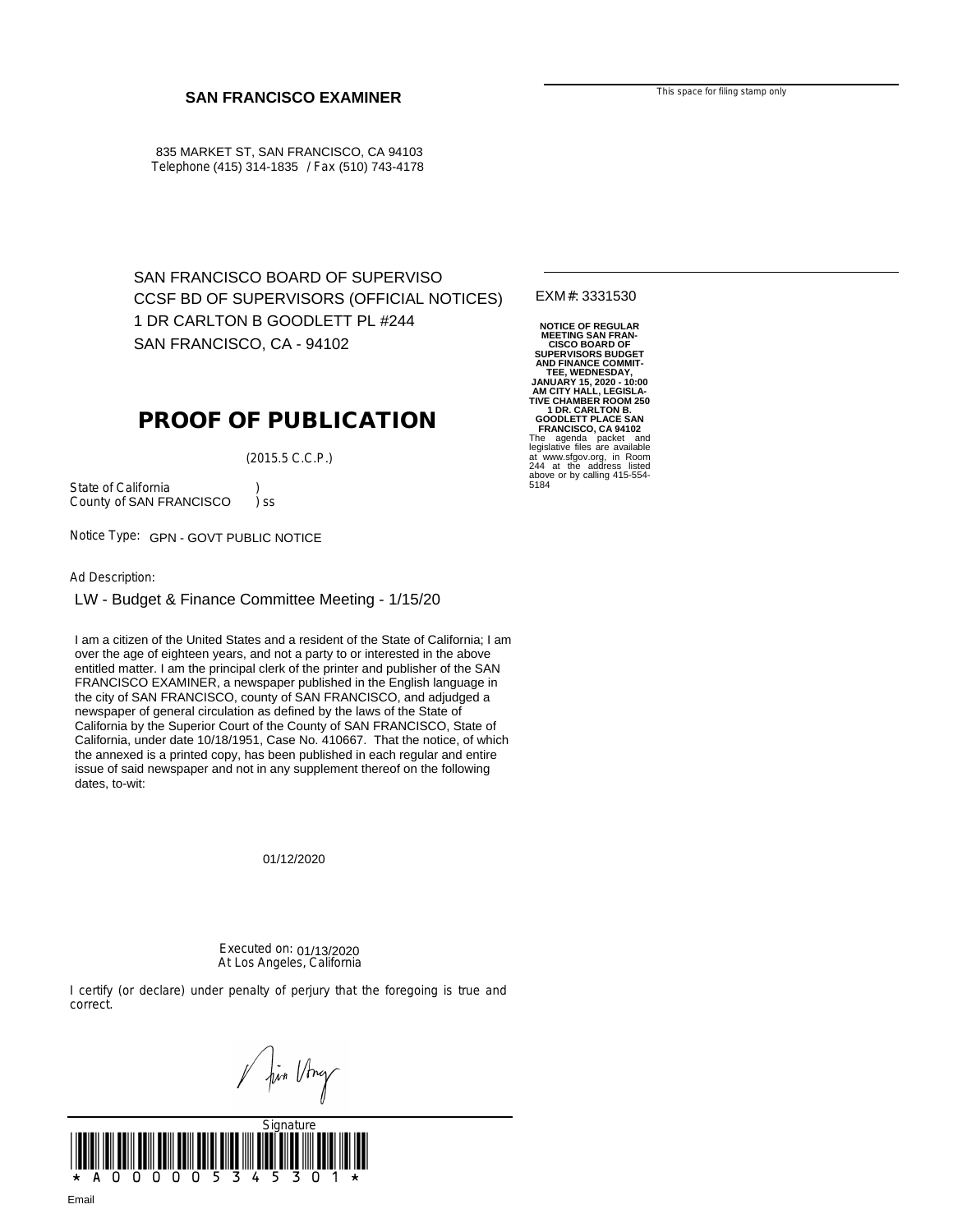**SAN FRANCISCO EXAMINER**

This space for filing stamp only

835 MARKET ST, SAN FRANCISCO, CA 94103
Telephone (415) 314-1835 / Fax (510) 743-4178

SAN FRANCISCO BOARD OF SUPERVISO
CCSF BD OF SUPERVISORS (OFFICIAL NOTICES)
1 DR CARLTON B GOODLETT PL #244
SAN FRANCISCO, CA - 94102

EXM#: 3331530

**NOTICE OF REGULAR MEETING SAN FRANCISCO BOARD OF SUPERVISORS BUDGET AND FINANCE COMMITTEE, WEDNESDAY, JANUARY 15, 2020 - 10:00 AM CITY HALL, LEGISLATIVE CHAMBER ROOM 250 1 DR. CARLTON B. GOODLETT PLACE SAN FRANCISCO, CA 94102**

The agenda packet and legislative files are available at www.sfgov.org, in Room 244 at the address listed above or by calling 415-554-5184

# PROOF OF PUBLICATION

(2015.5 C.C.P.)

State of California )
County of SAN FRANCISCO ) ss

Notice Type: GPN - GOVT PUBLIC NOTICE

Ad Description:

LW - Budget & Finance Committee Meeting - 1/15/20

I am a citizen of the United States and a resident of the State of California; I am over the age of eighteen years, and not a party to or interested in the above entitled matter. I am the principal clerk of the printer and publisher of the SAN FRANCISCO EXAMINER, a newspaper published in the English language in the city of SAN FRANCISCO, county of SAN FRANCISCO, and adjudged a newspaper of general circulation as defined by the laws of the State of California by the Superior Court of the County of SAN FRANCISCO, State of California, under date 10/18/1951, Case No. 410667. That the notice, of which the annexed is a printed copy, has been published in each regular and entire issue of said newspaper and not in any supplement thereof on the following dates, to-wit:

01/12/2020

Executed on: 01/13/2020
At Los Angeles, California

I certify (or declare) under penalty of perjury that the foregoing is true and correct.

Signature

*A000005345301*

Email